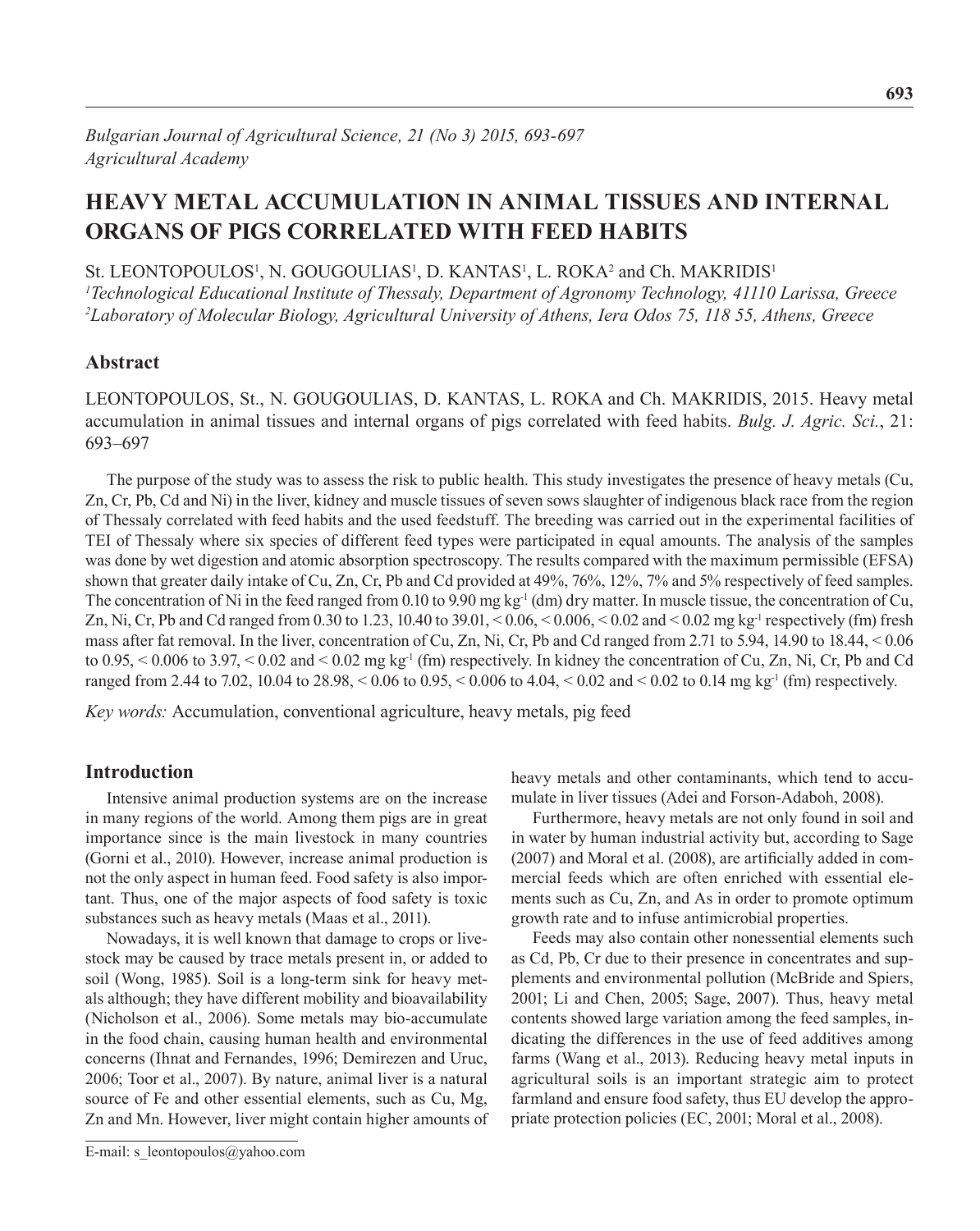*Bulgarian Journal of Agricultural Science, 21 (No 3) 2015, 693-697*
*Agricultural Academy*

# HEAVY METAL ACCUMULATION IN ANIMAL TISSUES AND INTERNAL ORGANS OF PIGS CORRELATED WITH FEED HABITS

St. LEONTOPOULOS[1], N. GOUGOULIAS[1], D. KANTAS[1], L. ROKA[2] and Ch. MAKRIDIS[1]

[1]*Technological Educational Institute of Thessaly, Department of Agronomy Technology, 41110 Larissa, Greece*
[2]*Laboratory of Molecular Biology, Agricultural University of Athens, Iera Odos 75, 118 55, Athens, Greece*

## Abstract

LEONTOPOULOS, St., N. GOUGOULIAS, D. KANTAS, L. ROKA and Ch. MAKRIDIS, 2015. Heavy metal accumulation in animal tissues and internal organs of pigs correlated with feed habits. *Bulg. J. Agric. Sci.*, 21: 693–697

The purpose of the study was to assess the risk to public health. This study investigates the presence of heavy metals (Cu, Zn, Cr, Pb, Cd and Ni) in the liver, kidney and muscle tissues of seven sows slaughter of indigenous black race from the region of Thessaly correlated with feed habits and the used feedstuff. The breeding was carried out in the experimental facilities of TEI of Thessaly where six species of different feed types were participated in equal amounts. The analysis of the samples was done by wet digestion and atomic absorption spectroscopy. The results compared with the maximum permissible (EFSA) shown that greater daily intake of Cu, Zn, Cr, Pb and Cd provided at 49%, 76%, 12%, 7% and 5% respectively of feed samples. The concentration of Ni in the feed ranged from 0.10 to 9.90 mg kg$^{-1}$ (dm) dry matter. In muscle tissue, the concentration of Cu, Zn, Ni, Cr, Pb and Cd ranged from 0.30 to 1.23, 10.40 to 39.01, < 0.06, < 0.006, < 0.02 and < 0.02 mg kg$^{-1}$ respectively (fm) fresh mass after fat removal. In the liver, concentration of Cu, Zn, Ni, Cr, Pb and Cd ranged from 2.71 to 5.94, 14.90 to 18.44, < 0.06 to 0.95, < 0.006 to 3.97, < 0.02 and < 0.02 mg kg$^{-1}$ (fm) respectively. In kidney the concentration of Cu, Zn, Ni, Cr, Pb and Cd ranged from 2.44 to 7.02, 10.04 to 28.98, < 0.06 to 0.95, < 0.006 to 4.04, < 0.02 and < 0.02 to 0.14 mg kg$^{-1}$ (fm) respectively.

*Key words:* Accumulation, conventional agriculture, heavy metals, pig feed

## Introduction

Intensive animal production systems are on the increase in many regions of the world. Among them pigs are in great importance since is the main livestock in many countries (Gorni et al., 2010). However, increase animal production is not the only aspect in human feed. Food safety is also important. Thus, one of the major aspects of food safety is toxic substances such as heavy metals (Maas et al., 2011).

Nowadays, it is well known that damage to crops or livestock may be caused by trace metals present in, or added to soil (Wong, 1985). Soil is a long-term sink for heavy metals although; they have different mobility and bioavailability (Nicholson et al., 2006). Some metals may bio-accumulate in the food chain, causing human health and environmental concerns (Ihnat and Fernandes, 1996; Demirezen and Uruc, 2006; Toor et al., 2007). By nature, animal liver is a natural source of Fe and other essential elements, such as Cu, Mg, Zn and Mn. However, liver might contain higher amounts of heavy metals and other contaminants, which tend to accumulate in liver tissues (Adei and Forson-Adaboh, 2008).

Furthermore, heavy metals are not only found in soil and in water by human industrial activity but, according to Sage (2007) and Moral et al. (2008), are artificially added in commercial feeds which are often enriched with essential elements such as Cu, Zn, and As in order to promote optimum growth rate and to infuse antimicrobial properties.

Feeds may also contain other nonessential elements such as Cd, Pb, Cr due to their presence in concentrates and supplements and environmental pollution (McBride and Spiers, 2001; Li and Chen, 2005; Sage, 2007). Thus, heavy metal contents showed large variation among the feed samples, indicating the differences in the use of feed additives among farms (Wang et al., 2013). Reducing heavy metal inputs in agricultural soils is an important strategic aim to protect farmland and ensure food safety, thus EU develop the appropriate protection policies (EC, 2001; Moral et al., 2008).

E-mail: s_leontopoulos@yahoo.com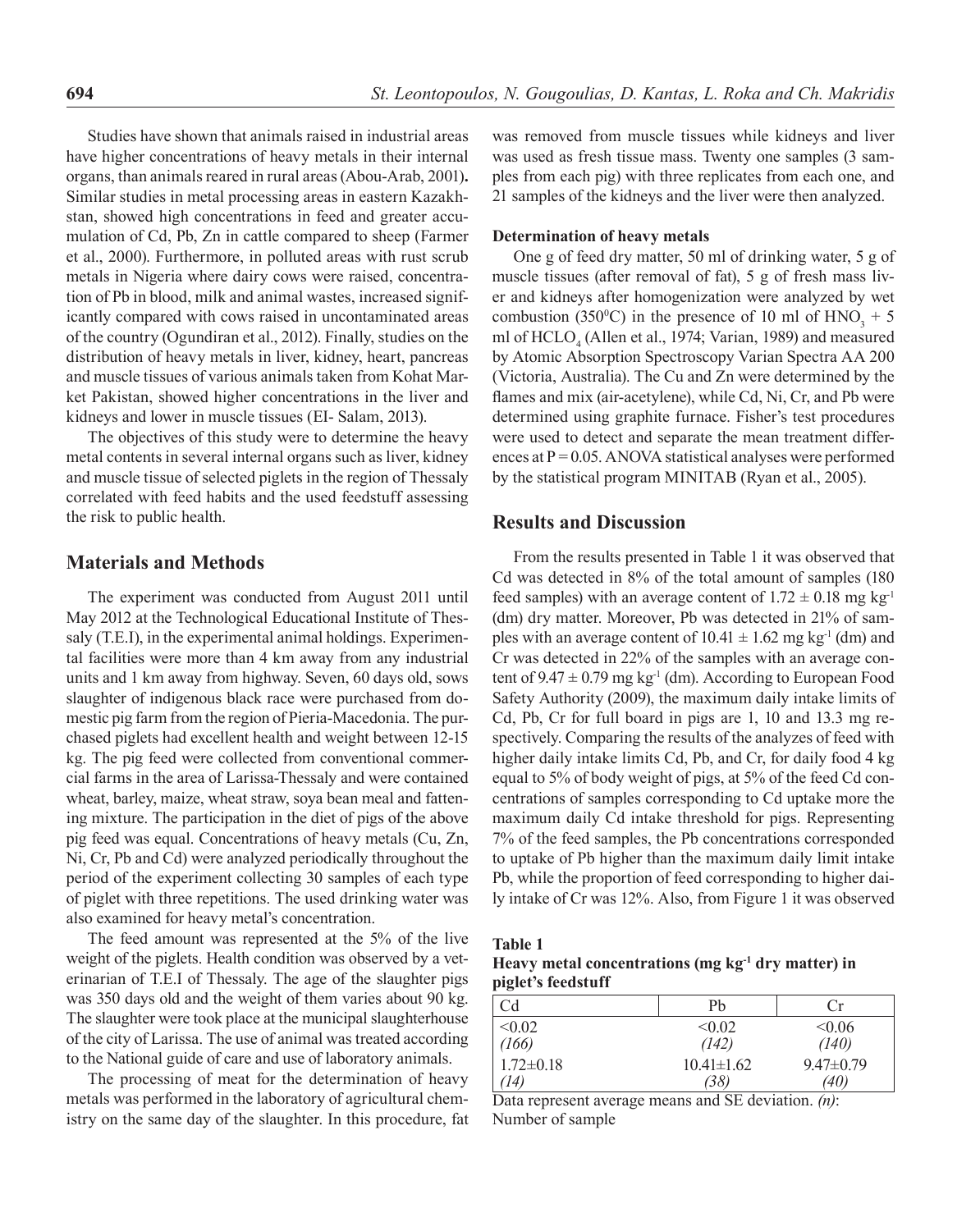Studies have shown that animals raised in industrial areas have higher concentrations of heavy metals in their internal organs, than animals reared in rural areas (Abou-Arab, 2001)**.** Similar studies in metal processing areas in eastern Kazakhstan, showed high concentrations in feed and greater accumulation of Cd, Pb, Zn in cattle compared to sheep (Farmer et al., 2000). Furthermore, in polluted areas with rust scrub metals in Nigeria where dairy cows were raised, concentration of Pb in blood, milk and animal wastes, increased significantly compared with cows raised in uncontaminated areas of the country (Ogundiran et al., 2012). Finally, studies on the distribution of heavy metals in liver, kidney, heart, pancreas and muscle tissues of various animals taken from Kohat Market Pakistan, showed higher concentrations in the liver and kidneys and lower in muscle tissues (EI- Salam, 2013).

The objectives of this study were to determine the heavy metal contents in several internal organs such as liver, kidney and muscle tissue of selected piglets in the region of Thessaly correlated with feed habits and the used feedstuff assessing the risk to public health.

## Materials and Methods

The experiment was conducted from August 2011 until May 2012 at the Technological Educational Institute of Thessaly (T.E.I), in the experimental animal holdings. Experimental facilities were more than 4 km away from any industrial units and 1 km away from highway. Seven, 60 days old, sows slaughter of indigenous black race were purchased from domestic pig farm from the region of Pieria-Macedonia. The purchased piglets had excellent health and weight between 12-15 kg. The pig feed were collected from conventional commercial farms in the area of Larissa-Thessaly and were contained wheat, barley, maize, wheat straw, soya bean meal and fattening mixture. The participation in the diet of pigs of the above pig feed was equal. Concentrations of heavy metals (Cu, Zn, Ni, Cr, Pb and Cd) were analyzed periodically throughout the period of the experiment collecting 30 samples of each type of piglet with three repetitions. The used drinking water was also examined for heavy metal's concentration.

The feed amount was represented at the 5% of the live weight of the piglets. Health condition was observed by a veterinarian of T.E.I of Thessaly. The age of the slaughter pigs was 350 days old and the weight of them varies about 90 kg. The slaughter were took place at the municipal slaughterhouse of the city of Larissa. The use of animal was treated according to the National guide of care and use of laboratory animals.

The processing of meat for the determination of heavy metals was performed in the laboratory of agricultural chemistry on the same day of the slaughter. In this procedure, fat was removed from muscle tissues while kidneys and liver was used as fresh tissue mass. Twenty one samples (3 samples from each pig) with three replicates from each one, and 21 samples of the kidneys and the liver were then analyzed.

### Determination of heavy metals

One g of feed dry matter, 50 ml of drinking water, 5 g of muscle tissues (after removal of fat), 5 g of fresh mass liver and kidneys after homogenization were analyzed by wet combustion (350$^0$C) in the presence of 10 ml of $HNO_3$ + 5 ml of $HCLO_4$ (Allen et al., 1974; Varian, 1989) and measured by Atomic Absorption Spectroscopy Varian Spectra AA 200 (Victoria, Australia). The Cu and Zn were determined by the flames and mix (air-acetylene), while Cd, Ni, Cr, and Pb were determined using graphite furnace. Fisher's test procedures were used to detect and separate the mean treatment differences at P = 0.05. ANOVA statistical analyses were performed by the statistical program MINITAB (Ryan et al., 2005).

## Results and Discussion

From the results presented in Table 1 it was observed that Cd was detected in 8% of the total amount of samples (180 feed samples) with an average content of 1.72 ± 0.18 mg kg$^{-1}$ (dm) dry matter. Moreover, Pb was detected in 21% of samples with an average content of 10.41 ± 1.62 mg kg$^{-1}$ (dm) and Cr was detected in 22% of the samples with an average content of 9.47 ± 0.79 mg kg$^{-1}$ (dm). According to European Food Safety Authority (2009), the maximum daily intake limits of Cd, Pb, Cr for full board in pigs are 1, 10 and 13.3 mg respectively. Comparing the results of the analyzes of feed with higher daily intake limits Cd, Pb, and Cr, for daily food 4 kg equal to 5% of body weight of pigs, at 5% of the feed Cd concentrations of samples corresponding to Cd uptake more the maximum daily Cd intake threshold for pigs. Representing 7% of the feed samples, the Pb concentrations corresponded to uptake of Pb higher than the maximum daily limit intake Pb, while the proportion of feed corresponding to higher daily intake of Cr was 12%. Also, from Figure 1 it was observed

**Table 1**
**Heavy metal concentrations (mg kg$^{-1}$ dry matter) in piglet's feedstuff**

| Cd | Pb | Cr |
|---|---|---|
| <0.02 *(166)* | <0.02 *(142)* | <0.06 *(140)* |
| 1.72±0.18 *(14)* | 10.41±1.62 *(38)* | 9.47±0.79 *(40)* |

Data represent average means and SE deviation. *(n)*: Number of sample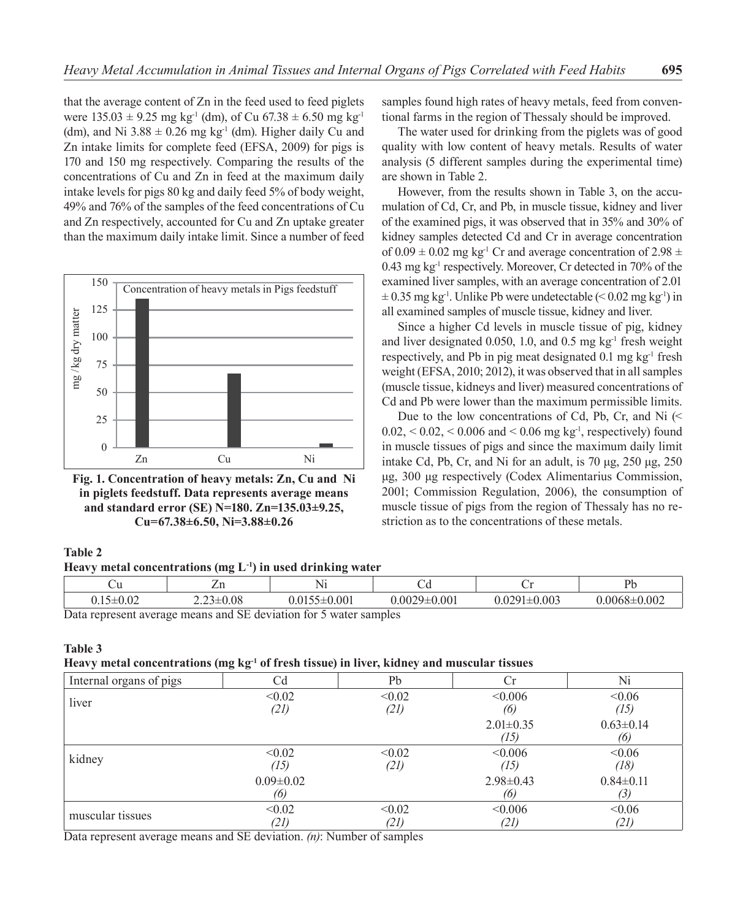that the average content of Zn in the feed used to feed piglets were 135.03 ± 9.25 mg kg$^{-1}$ (dm), of Cu 67.38 ± 6.50 mg kg$^{-1}$ (dm), and Ni 3.88 ± 0.26 mg kg$^{-1}$ (dm). Higher daily Cu and Zn intake limits for complete feed (EFSA, 2009) for pigs is 170 and 150 mg respectively. Comparing the results of the concentrations of Cu and Zn in feed at the maximum daily intake levels for pigs 80 kg and daily feed 5% of body weight, 49% and 76% of the samples of the feed concentrations of Cu and Zn respectively, accounted for Cu and Zn uptake greater than the maximum daily intake limit. Since a number of feed samples found high rates of heavy metals, feed from conventional farms in the region of Thessaly should be improved.

**Fig. 1. Concentration of heavy metals: Zn, Cu and Ni in piglets feedstuff. Data represents average means and standard error (SE) N=180. Zn=135.03±9.25, Cu=67.38±6.50, Ni=3.88±0.26**

The water used for drinking from the piglets was of good quality with low content of heavy metals. Results of water analysis (5 different samples during the experimental time) are shown in Table 2.

However, from the results shown in Table 3, on the accumulation of Cd, Cr, and Pb, in muscle tissue, kidney and liver of the examined pigs, it was observed that in 35% and 30% of kidney samples detected Cd and Cr in average concentration of 0.09 ± 0.02 mg kg$^{-1}$ Cr and average concentration of 2.98 ± 0.43 mg kg$^{-1}$ respectively. Moreover, Cr detected in 70% of the examined liver samples, with an average concentration of 2.01 ± 0.35 mg kg$^{-1}$. Unlike Pb were undetectable (< 0.02 mg kg$^{-1}$) in all examined samples of muscle tissue, kidney and liver.

Since a higher Cd levels in muscle tissue of pig, kidney and liver designated 0.050, 1.0, and 0.5 mg kg$^{-1}$ fresh weight respectively, and Pb in pig meat designated 0.1 mg kg$^{-1}$ fresh weight (EFSA, 2010; 2012), it was observed that in all samples (muscle tissue, kidneys and liver) measured concentrations of Cd and Pb were lower than the maximum permissible limits.

Due to the low concentrations of Cd, Pb, Cr, and Ni (< 0.02, < 0.02, < 0.006 and < 0.06 mg kg$^{-1}$, respectively) found in muscle tissues of pigs and since the maximum daily limit intake Cd, Pb, Cr, and Ni for an adult, is 70 μg, 250 μg, 250 μg, 300 μg respectively (Codex Alimentarius Commission, 2001; Commission Regulation, 2006), the consumption of muscle tissue of pigs from the region of Thessaly has no restriction as to the concentrations of these metals.

**Table 2**
**Heavy metal concentrations (mg L$^{-1}$) in used drinking water**

| Cu | Zn | Ni | Cd | Cr | Pb |
|---|---|---|---|---|---|
| 0.15±0.02 | 2.23±0.08 | 0.0155±0.001 | 0.0029±0.001 | 0.0291±0.003 | 0.0068±0.002 |

Data represent average means and SE deviation for 5 water samples

**Table 3**
**Heavy metal concentrations (mg kg$^{-1}$ of fresh tissue) in liver, kidney and muscular tissues**

| Internal organs of pigs | Cd | Pb | Cr | Ni |
|---|---|---|---|---|
| liver | <0.02 *(21)* | <0.02 *(21)* | <0.006 *(6)* | <0.06 *(15)* |
| | | | 2.01±0.35 *(15)* | 0.63±0.14 *(6)* |
| kidney | <0.02 *(15)* | <0.02 *(21)* | <0.006 *(15)* | <0.06 *(18)* |
| | 0.09±0.02 *(6)* | | 2.98±0.43 *(6)* | 0.84±0.11 *(3)* |
| muscular tissues | <0.02 *(21)* | <0.02 *(21)* | <0.006 *(21)* | <0.06 *(21)* |

Data represent average means and SE deviation. *(n)*: Number of samples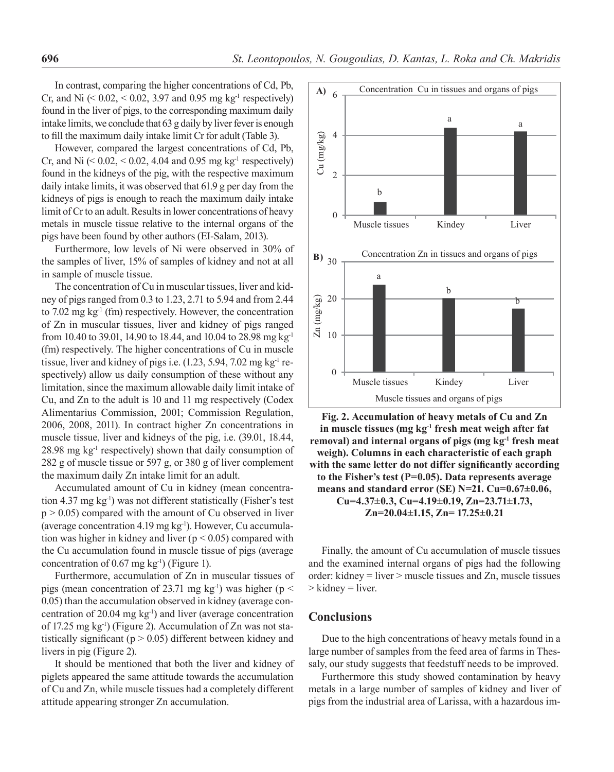In contrast, comparing the higher concentrations of Cd, Pb, Cr, and Ni (< 0.02, < 0.02, 3.97 and 0.95 mg kg$^{-1}$ respectively) found in the liver of pigs, to the corresponding maximum daily intake limits, we conclude that 63 g daily by liver fever is enough to fill the maximum daily intake limit Cr for adult (Table 3).

However, compared the largest concentrations of Cd, Pb, Cr, and Ni (< 0.02, < 0.02, 4.04 and 0.95 mg kg$^{-1}$ respectively) found in the kidneys of the pig, with the respective maximum daily intake limits, it was observed that 61.9 g per day from the kidneys of pigs is enough to reach the maximum daily intake limit of Cr to an adult. Results in lower concentrations of heavy metals in muscle tissue relative to the internal organs of the pigs have been found by other authors (EI-Salam, 2013).

Furthermore, low levels of Ni were observed in 30% of the samples of liver, 15% of samples of kidney and not at all in sample of muscle tissue.

The concentration of Cu in muscular tissues, liver and kidney of pigs ranged from 0.3 to 1.23, 2.71 to 5.94 and from 2.44 to 7.02 mg kg$^{-1}$ (fm) respectively. However, the concentration of Zn in muscular tissues, liver and kidney of pigs ranged from 10.40 to 39.01, 14.90 to 18.44, and 10.04 to 28.98 mg kg$^{-1}$ (fm) respectively. The higher concentrations of Cu in muscle tissue, liver and kidney of pigs i.e. (1.23, 5.94, 7.02 mg kg$^{-1}$ respectively) allow us daily consumption of these without any limitation, since the maximum allowable daily limit intake of Cu, and Zn to the adult is 10 and 11 mg respectively (Codex Alimentarius Commission, 2001; Commission Regulation, 2006, 2008, 2011). In contract higher Zn concentrations in muscle tissue, liver and kidneys of the pig, i.e. (39.01, 18.44, 28.98 mg kg$^{-1}$ respectively) shown that daily consumption of 282 g of muscle tissue or 597 g, or 380 g of liver complement the maximum daily Zn intake limit for an adult.

Accumulated amount of Cu in kidney (mean concentration 4.37 mg kg$^{-1}$) was not different statistically (Fisher's test $p > 0.05$) compared with the amount of Cu observed in liver (average concentration 4.19 mg kg$^{-1}$). However, Cu accumulation was higher in kidney and liver ($p < 0.05$) compared with the Cu accumulation found in muscle tissue of pigs (average concentration of 0.67 mg kg$^{-1}$) (Figure 1).

Furthermore, accumulation of Zn in muscular tissues of pigs (mean concentration of 23.71 mg kg$^{-1}$) was higher ($p < 0.05$) than the accumulation observed in kidney (average concentration of 20.04 mg kg$^{-1}$) and liver (average concentration of 17.25 mg kg$^{-1}$) (Figure 2). Accumulation of Zn was not statistically significant ($p > 0.05$) different between kidney and livers in pig (Figure 2).

It should be mentioned that both the liver and kidney of piglets appeared the same attitude towards the accumulation of Cu and Zn, while muscle tissues had a completely different attitude appearing stronger Zn accumulation.

**Fig. 2. Accumulation of heavy metals of Cu and Zn in muscle tissues (mg kg$^{-1}$ fresh meat weigh after fat removal) and internal organs of pigs (mg kg$^{-1}$ fresh meat weigh). Columns in each characteristic of each graph with the same letter do not differ significantly according to the Fisher's test (P=0.05). Data represents average means and standard error (SE) N=21. Cu=0.67±0.06, Cu=4.37±0.3, Cu=4.19±0.19, Zn=23.71±1.73, Zn=20.04±1.15, Zn= 17.25±0.21**

Finally, the amount of Cu accumulation of muscle tissues and the examined internal organs of pigs had the following order: kidney = liver > muscle tissues and Zn, muscle tissues > kidney = liver.

## Conclusions

Due to the high concentrations of heavy metals found in a large number of samples from the feed area of farms in Thessaly, our study suggests that feedstuff needs to be improved.

Furthermore this study showed contamination by heavy metals in a large number of samples of kidney and liver of pigs from the industrial area of Larissa, with a hazardous im-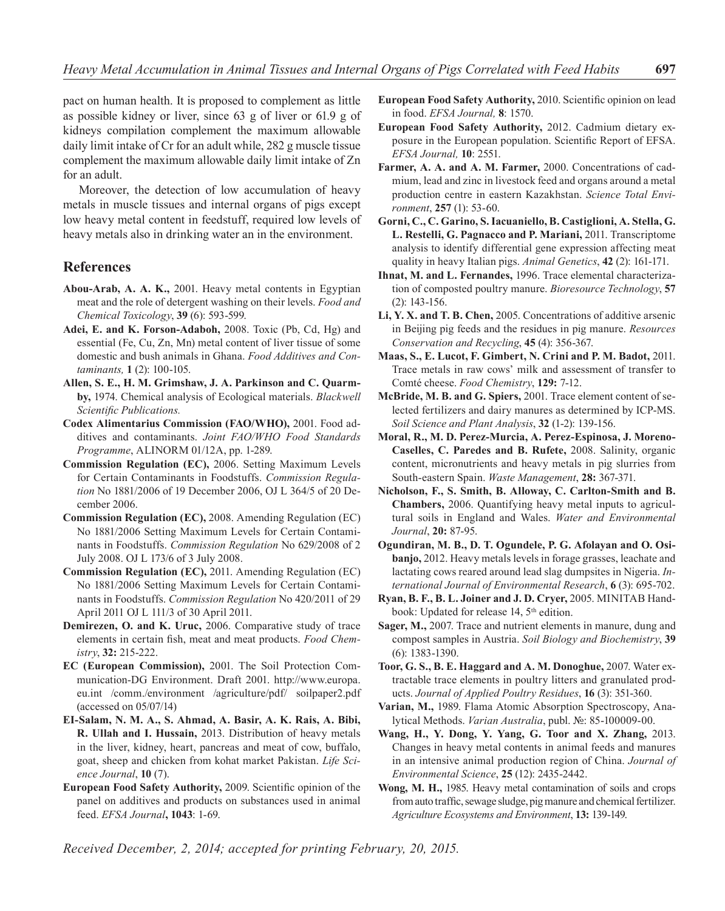pact on human health. It is proposed to complement as little as possible kidney or liver, since 63 g of liver or 61.9 g of kidneys compilation complement the maximum allowable daily limit intake of Cr for an adult while, 282 g muscle tissue complement the maximum allowable daily limit intake of Zn for an adult.

Moreover, the detection of low accumulation of heavy metals in muscle tissues and internal organs of pigs except low heavy metal content in feedstuff, required low levels of heavy metals also in drinking water an in the environment.

## References

**Abou-Arab, A. A. K.,** 2001. Heavy metal contents in Egyptian meat and the role of detergent washing on their levels. *Food and Chemical Toxicology*, **39** (6): 593-599.

**Adei, E. and K. Forson-Adaboh,** 2008. Toxic (Pb, Cd, Hg) and essential (Fe, Cu, Zn, Mn) metal content of liver tissue of some domestic and bush animals in Ghana. *Food Additives and Contaminants,* **1** (2): 100-105.

**Allen, S. E., H. M. Grimshaw, J. A. Parkinson and C. Quarmby,** 1974. Chemical analysis of Ecological materials. *Blackwell Scientific Publications.*

**Codex Alimentarius Commission (FAO/WHO),** 2001. Food additives and contaminants. *Joint FAO/WHO Food Standards Programme*, ALINORM 01/12A, pp. 1-289.

**Commission Regulation (EC),** 2006. Setting Maximum Levels for Certain Contaminants in Foodstuffs. *Commission Regulation* No 1881/2006 of 19 December 2006, OJ L 364/5 of 20 December 2006.

**Commission Regulation (EC),** 2008. Amending Regulation (EC) No 1881/2006 Setting Maximum Levels for Certain Contaminants in Foodstuffs. *Commission Regulation* No 629/2008 of 2 July 2008. OJ L 173/6 of 3 July 2008.

**Commission Regulation (EC),** 2011. Amending Regulation (EC) No 1881/2006 Setting Maximum Levels for Certain Contaminants in Foodstuffs. *Commission Regulation* No 420/2011 of 29 April 2011 OJ L 111/3 of 30 April 2011.

**Demirezen, O. and K. Uruc,** 2006. Comparative study of trace elements in certain fish, meat and meat products. *Food Chemistry*, **32:** 215-222.

**EC (European Commission),** 2001. The Soil Protection Communication-DG Environment. Draft 2001. http://www.europa.eu.int /comm./environment /agriculture/pdf/ soilpaper2.pdf (accessed on 05/07/14)

**El-Salam, N. M. A., S. Ahmad, A. Basir, A. K. Rais, A. Bibi, R. Ullah and I. Hussain,** 2013. Distribution of heavy metals in the liver, kidney, heart, pancreas and meat of cow, buffalo, goat, sheep and chicken from kohat market Pakistan. *Life Science Journal*, **10** (7).

**European Food Safety Authority,** 2009. Scientific opinion of the panel on additives and products on substances used in animal feed. *EFSA Journal***, 1043**: 1-69.

**European Food Safety Authority,** 2010. Scientific opinion on lead in food. *EFSA Journal,* **8**: 1570.

**European Food Safety Authority,** 2012. Cadmium dietary exposure in the European population. Scientific Report of EFSA. *EFSA Journal,* **10**: 2551.

**Farmer, A. A. and A. M. Farmer,** 2000. Concentrations of cadmium, lead and zinc in livestock feed and organs around a metal production centre in eastern Kazakhstan. *Science Total Environment*, **257** (1): 53-60.

**Gorni, C., C. Garino, S. Iacuaniello, B. Castiglioni, A. Stella, G. L. Restelli, G. Pagnacco and P. Mariani,** 2011. Transcriptome analysis to identify differential gene expression affecting meat quality in heavy Italian pigs. *Animal Genetics*, **42** (2): 161-171.

**Ihnat, M. and L. Fernandes,** 1996. Trace elemental characterization of composted poultry manure. *Bioresource Technology*, **57** (2): 143-156.

**Li, Y. X. and T. B. Chen,** 2005. Concentrations of additive arsenic in Beijing pig feeds and the residues in pig manure. *Resources Conservation and Recycling*, **45** (4): 356-367.

**Maas, S., E. Lucot, F. Gimbert, N. Crini and P. M. Badot,** 2011. Trace metals in raw cows' milk and assessment of transfer to Comté cheese. *Food Chemistry*, **129:** 7-12.

**McBride, M. B. and G. Spiers,** 2001. Trace element content of selected fertilizers and dairy manures as determined by ICP-MS. *Soil Science and Plant Analysis*, **32** (1-2): 139-156.

**Moral, R., M. D. Perez-Murcia, A. Perez-Espinosa, J. Moreno-Caselles, C. Paredes and B. Rufete,** 2008. Salinity, organic content, micronutrients and heavy metals in pig slurries from South-eastern Spain. *Waste Management*, **28:** 367-371.

**Nicholson, F., S. Smith, B. Alloway, C. Carlton-Smith and B. Chambers,** 2006. Quantifying heavy metal inputs to agricultural soils in England and Wales. *Water and Environmental Journal*, **20:** 87-95.

**Ogundiran, M. B., D. T. Ogundele, P. G. Afolayan and O. Osibanjo,** 2012. Heavy metals levels in forage grasses, leachate and lactating cows reared around lead slag dumpsites in Nigeria. *International Journal of Environmental Research*, **6** (3): 695-702.

**Ryan, B. F., B. L. Joiner and J. D. Cryer,** 2005. MINITAB Handbook: Updated for release 14, 5th edition.

**Sager, M.,** 2007. Trace and nutrient elements in manure, dung and compost samples in Austria. *Soil Biology and Biochemistry*, **39** (6): 1383-1390.

**Toor, G. S., B. E. Haggard and A. M. Donoghue,** 2007. Water extractable trace elements in poultry litters and granulated products. *Journal of Applied Poultry Residues*, **16** (3): 351-360.

**Varian, M.,** 1989. Flama Atomic Absorption Spectroscopy, Analytical Methods. *Varian Australia*, publ. №: 85-100009-00.

**Wang, H., Y. Dong, Y. Yang, G. Toor and X. Zhang,** 2013. Changes in heavy metal contents in animal feeds and manures in an intensive animal production region of China. *Journal of Environmental Science*, **25** (12): 2435-2442.

**Wong, M. H.,** 1985. Heavy metal contamination of soils and crops from auto traffic, sewage sludge, pig manure and chemical fertilizer. *Agriculture Ecosystems and Environment*, **13:** 139-149.

*Received December, 2, 2014; accepted for printing February, 20, 2015.*